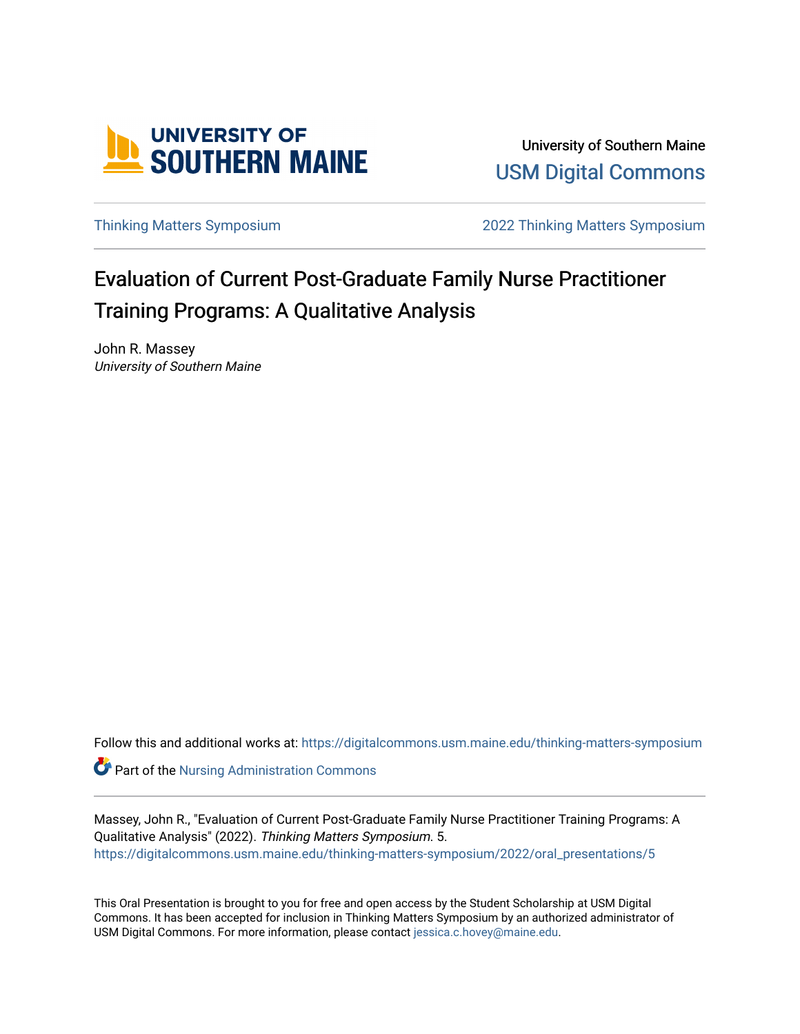University of Southern Maine

USM Digital Commons

Thinking Matters Symposium | 2022 Thinking Matters Symposium

# Evaluation of Current Post-Graduate Family Nurse Practitioner Training Programs: A Qualitative Analysis

John R. Massey
*University of Southern Maine*

Follow this and additional works at: https://digitalcommons.usm.maine.edu/thinking-matters-symposium

Part of the Nursing Administration Commons

Massey, John R., "Evaluation of Current Post-Graduate Family Nurse Practitioner Training Programs: A Qualitative Analysis" (2022). *Thinking Matters Symposium*. 5.
https://digitalcommons.usm.maine.edu/thinking-matters-symposium/2022/oral_presentations/5

This Oral Presentation is brought to you for free and open access by the Student Scholarship at USM Digital Commons. It has been accepted for inclusion in Thinking Matters Symposium by an authorized administrator of USM Digital Commons. For more information, please contact jessica.c.hovey@maine.edu.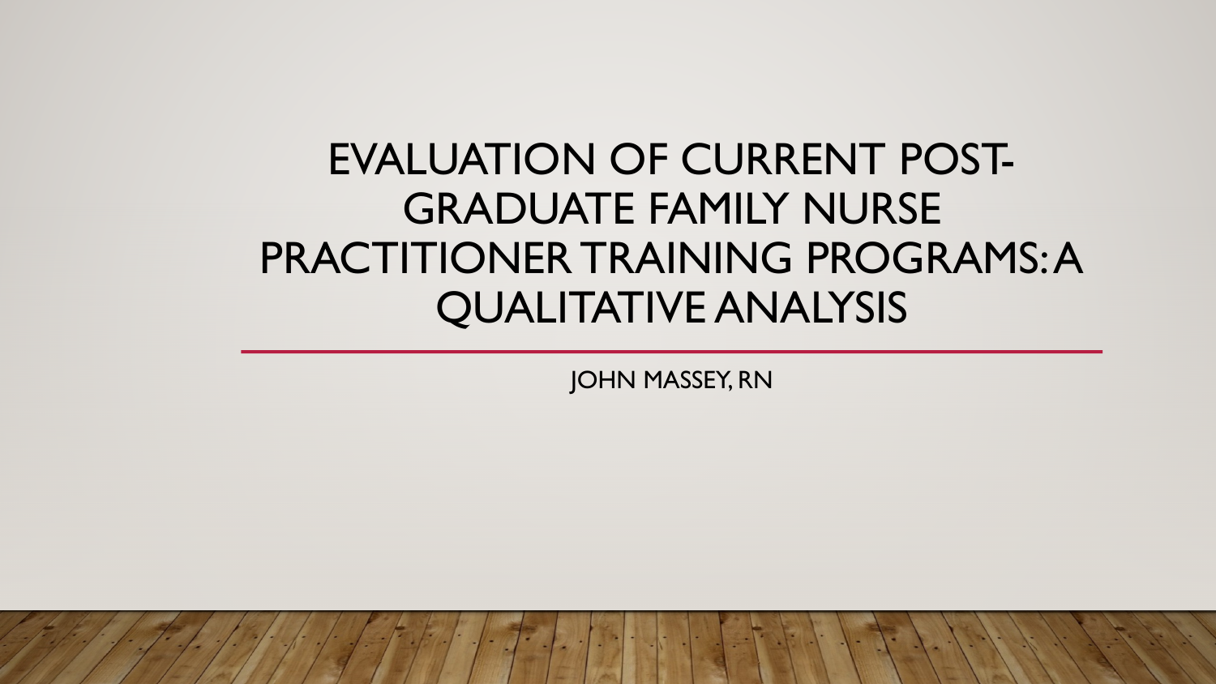# EVALUATION OF CURRENT POST-GRADUATE FAMILY NURSE PRACTITIONER TRAINING PROGRAMS: A QUALITATIVE ANALYSIS

JOHN MASSEY, RN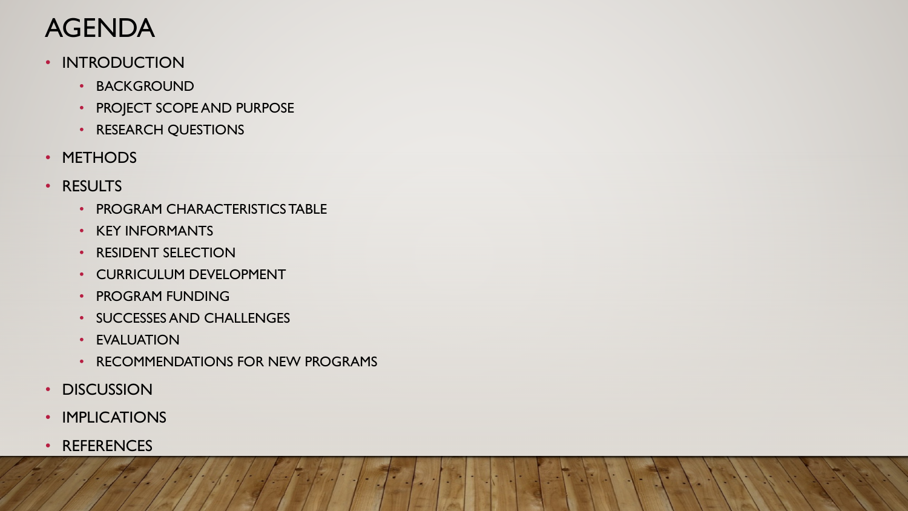# AGENDA

- INTRODUCTION
  - BACKGROUND
  - PROJECT SCOPE AND PURPOSE
  - RESEARCH QUESTIONS
- METHODS
- RESULTS
  - PROGRAM CHARACTERISTICS TABLE
  - KEY INFORMANTS
  - RESIDENT SELECTION
  - CURRICULUM DEVELOPMENT
  - PROGRAM FUNDING
  - SUCCESSES AND CHALLENGES
  - EVALUATION
  - RECOMMENDATIONS FOR NEW PROGRAMS
- DISCUSSION
- IMPLICATIONS
- REFERENCES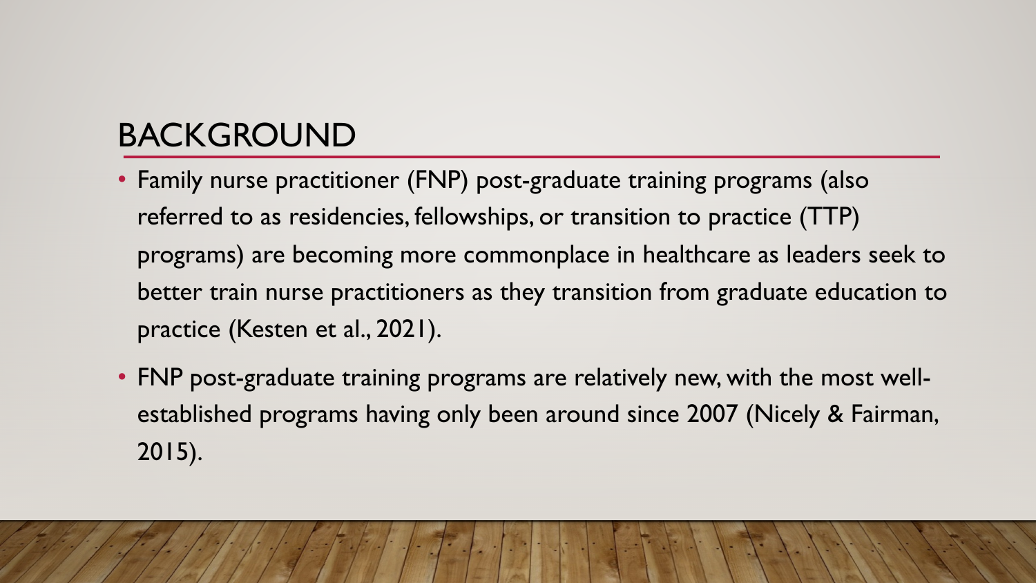## BACKGROUND

- Family nurse practitioner (FNP) post-graduate training programs (also referred to as residencies, fellowships, or transition to practice (TTP) programs) are becoming more commonplace in healthcare as leaders seek to better train nurse practitioners as they transition from graduate education to practice (Kesten et al., 2021).
- FNP post-graduate training programs are relatively new, with the most well-established programs having only been around since 2007 (Nicely & Fairman, 2015).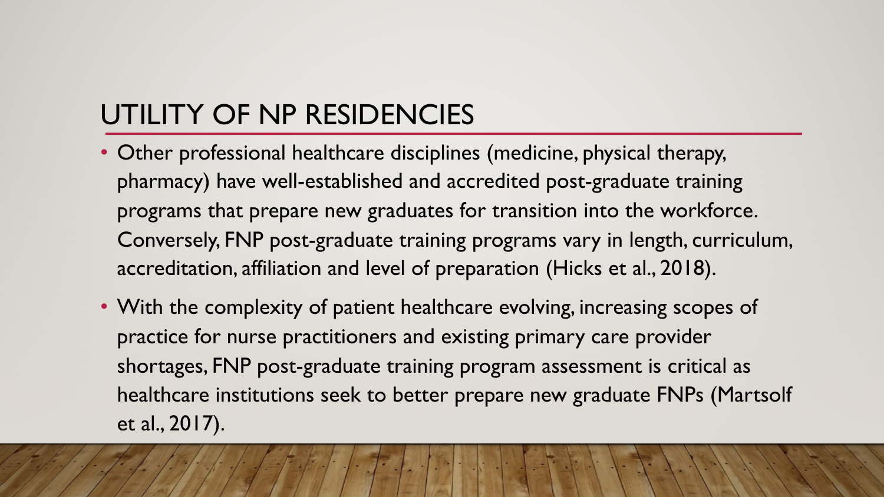## UTILITY OF NP RESIDENCIES

- Other professional healthcare disciplines (medicine, physical therapy, pharmacy) have well-established and accredited post-graduate training programs that prepare new graduates for transition into the workforce. Conversely, FNP post-graduate training programs vary in length, curriculum, accreditation, affiliation and level of preparation (Hicks et al., 2018).
- With the complexity of patient healthcare evolving, increasing scopes of practice for nurse practitioners and existing primary care provider shortages, FNP post-graduate training program assessment is critical as healthcare institutions seek to better prepare new graduate FNPs (Martsolf et al., 2017).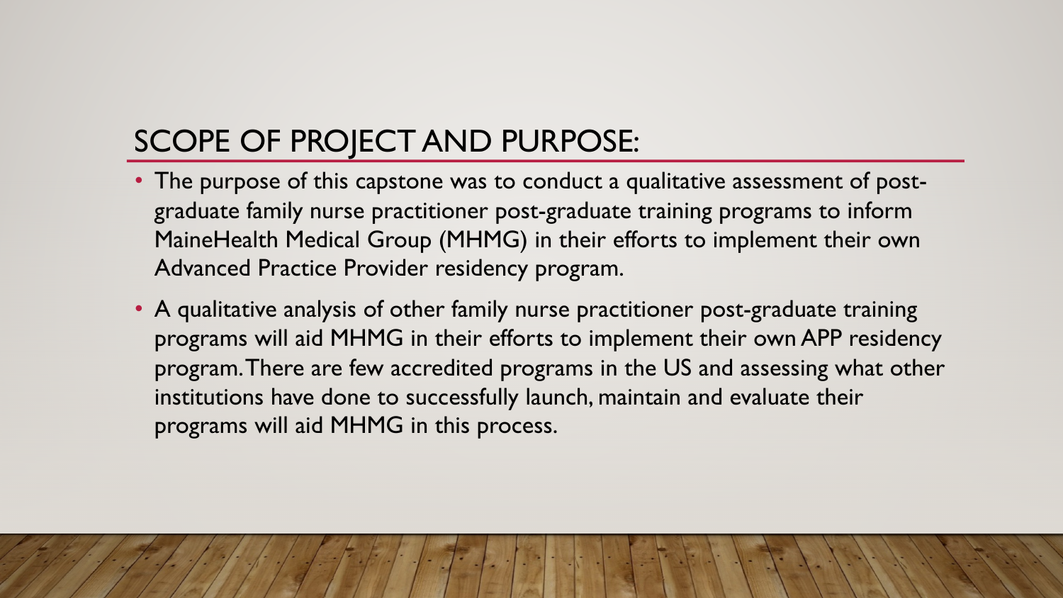## SCOPE OF PROJECT AND PURPOSE:

- The purpose of this capstone was to conduct a qualitative assessment of post-graduate family nurse practitioner post-graduate training programs to inform MaineHealth Medical Group (MHMG) in their efforts to implement their own Advanced Practice Provider residency program.
- A qualitative analysis of other family nurse practitioner post-graduate training programs will aid MHMG in their efforts to implement their own APP residency program. There are few accredited programs in the US and assessing what other institutions have done to successfully launch, maintain and evaluate their programs will aid MHMG in this process.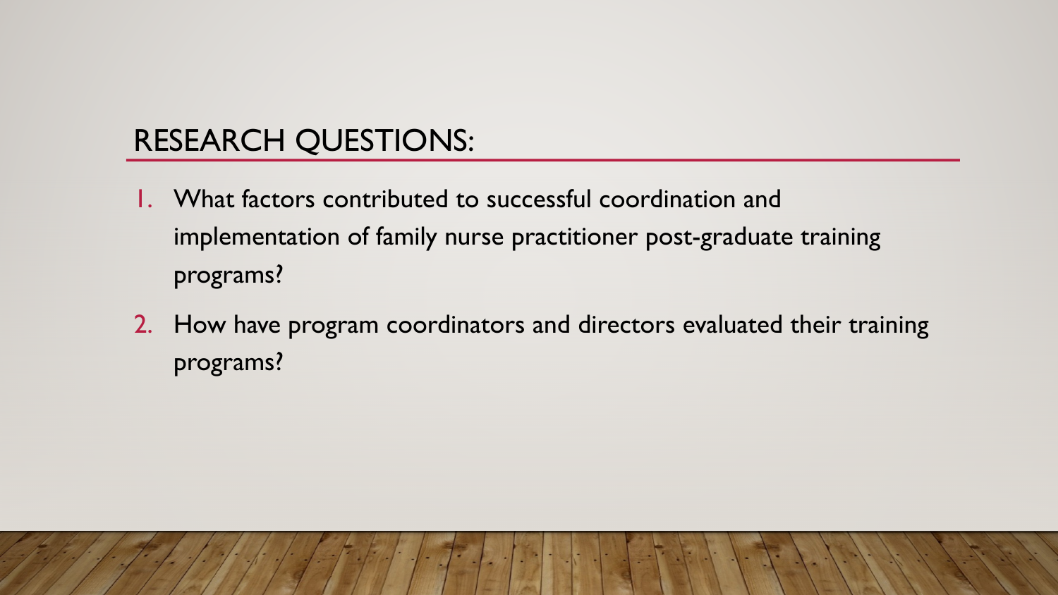## RESEARCH QUESTIONS:

1. What factors contributed to successful coordination and implementation of family nurse practitioner post-graduate training programs?
2. How have program coordinators and directors evaluated their training programs?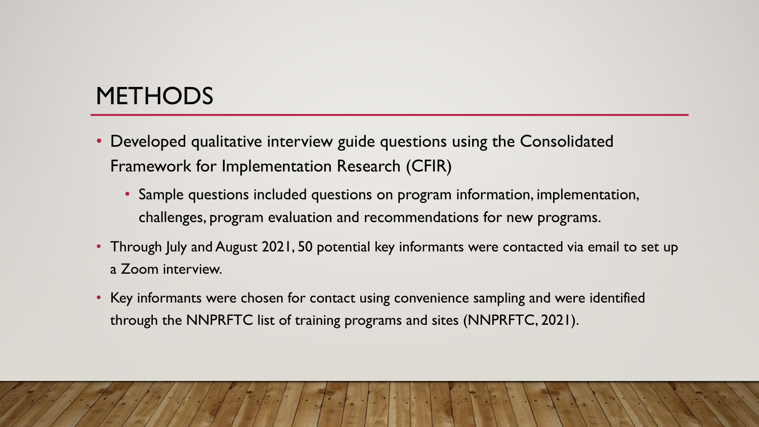# METHODS

- Developed qualitative interview guide questions using the Consolidated Framework for Implementation Research (CFIR)
  - Sample questions included questions on program information, implementation, challenges, program evaluation and recommendations for new programs.
- Through July and August 2021, 50 potential key informants were contacted via email to set up a Zoom interview.
- Key informants were chosen for contact using convenience sampling and were identified through the NNPRFTC list of training programs and sites (NNPRFTC, 2021).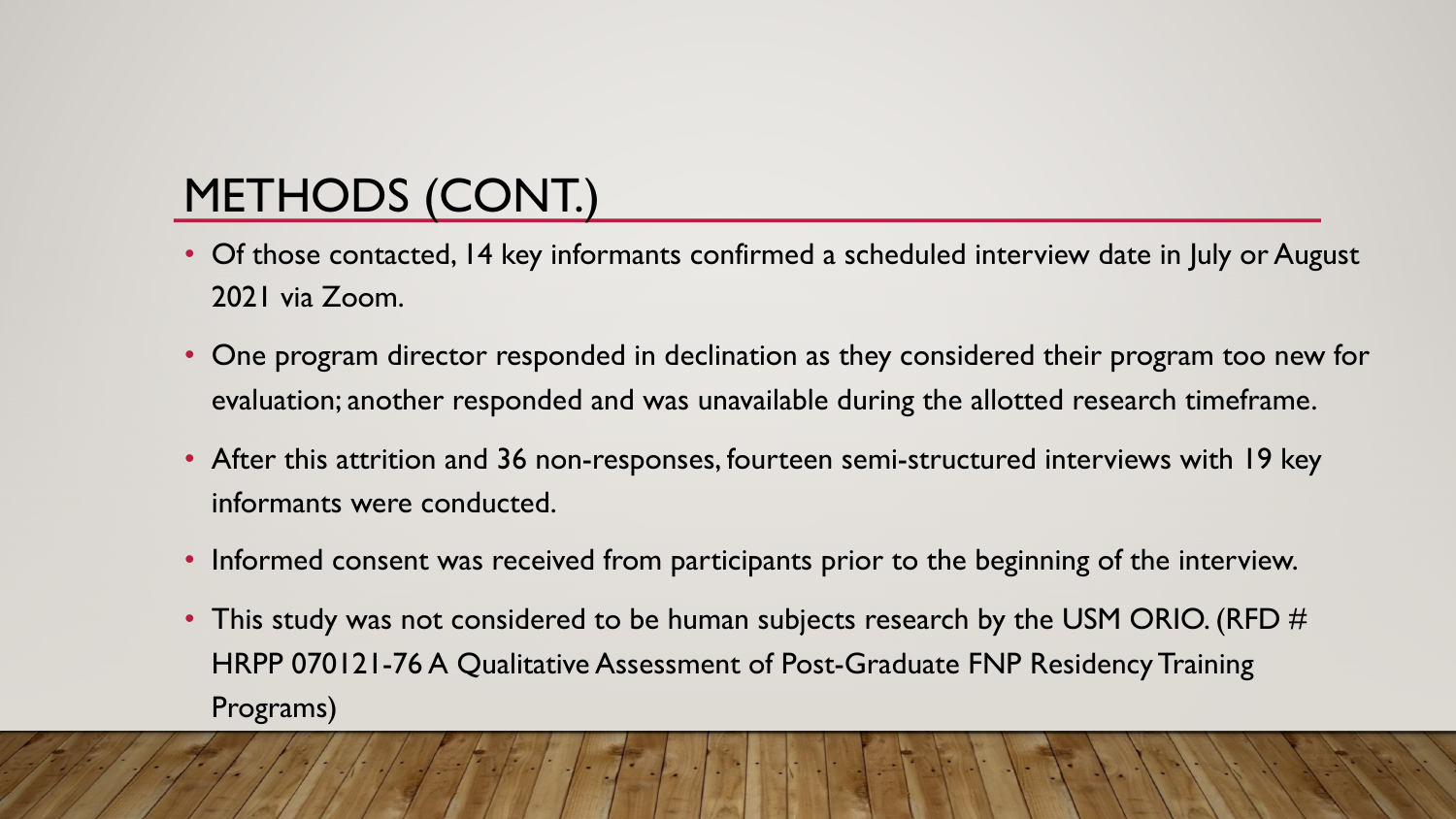# METHODS (CONT.)

- Of those contacted, 14 key informants confirmed a scheduled interview date in July or August 2021 via Zoom.
- One program director responded in declination as they considered their program too new for evaluation; another responded and was unavailable during the allotted research timeframe.
- After this attrition and 36 non-responses, fourteen semi-structured interviews with 19 key informants were conducted.
- Informed consent was received from participants prior to the beginning of the interview.
- This study was not considered to be human subjects research by the USM ORIO. (RFD # HRPP 070121-76 A Qualitative Assessment of Post-Graduate FNP Residency Training Programs)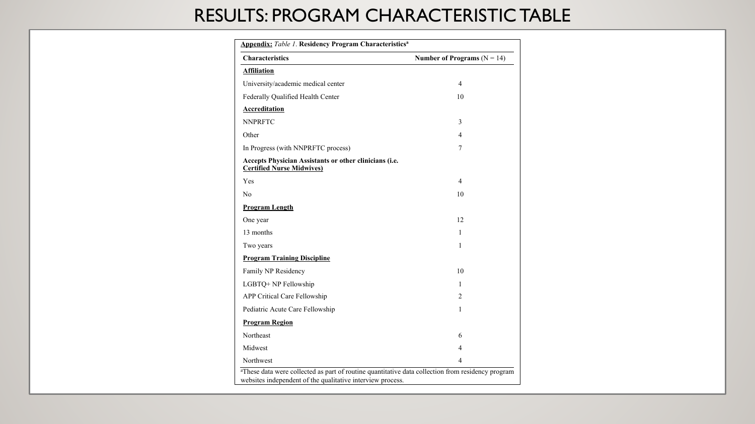# RESULTS: PROGRAM CHARACTERISTIC TABLE

**Appendix:** *Table 1*. **Residency Program Characteristics**[a]

| Characteristics | Number of Programs (N = 14) |
|---|---|
| **Affiliation** | |
| University/academic medical center | 4 |
| Federally Qualified Health Center | 10 |
| **Accreditation** | |
| NNPRFTC | 3 |
| Other | 4 |
| In Progress (with NNPRFTC process) | 7 |
| **Accepts Physician Assistants or other clinicians (i.e. Certified Nurse Midwives)** | |
| Yes | 4 |
| No | 10 |
| **Program Length** | |
| One year | 12 |
| 13 months | 1 |
| Two years | 1 |
| **Program Training Discipline** | |
| Family NP Residency | 10 |
| LGBTQ+ NP Fellowship | 1 |
| APP Critical Care Fellowship | 2 |
| Pediatric Acute Care Fellowship | 1 |
| **Program Region** | |
| Northeast | 6 |
| Midwest | 4 |
| Northwest | 4 |

[a]These data were collected as part of routine quantitative data collection from residency program websites independent of the qualitative interview process.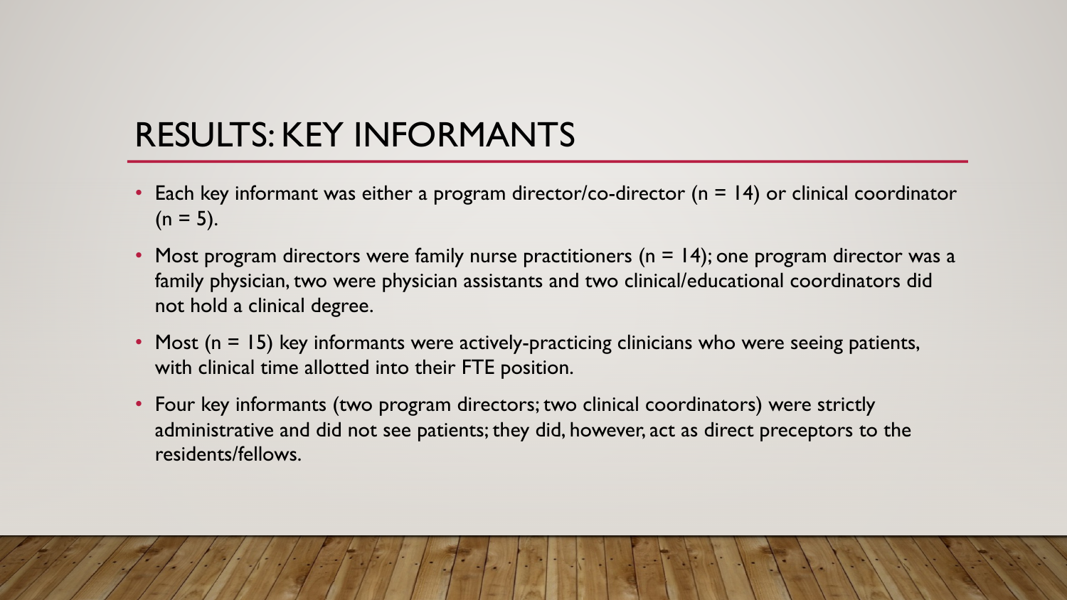# RESULTS: KEY INFORMANTS

- Each key informant was either a program director/co-director (n = 14) or clinical coordinator (n = 5).
- Most program directors were family nurse practitioners (n = 14); one program director was a family physician, two were physician assistants and two clinical/educational coordinators did not hold a clinical degree.
- Most (n = 15) key informants were actively-practicing clinicians who were seeing patients, with clinical time allotted into their FTE position.
- Four key informants (two program directors; two clinical coordinators) were strictly administrative and did not see patients; they did, however, act as direct preceptors to the residents/fellows.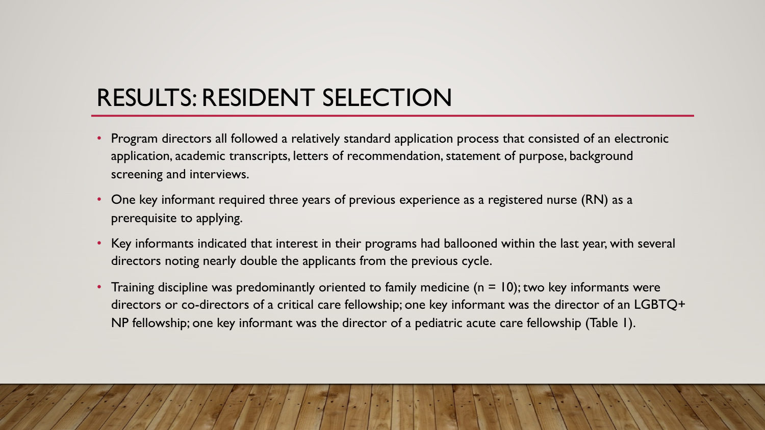# RESULTS: RESIDENT SELECTION

- Program directors all followed a relatively standard application process that consisted of an electronic application, academic transcripts, letters of recommendation, statement of purpose, background screening and interviews.
- One key informant required three years of previous experience as a registered nurse (RN) as a prerequisite to applying.
- Key informants indicated that interest in their programs had ballooned within the last year, with several directors noting nearly double the applicants from the previous cycle.
- Training discipline was predominantly oriented to family medicine (n = 10); two key informants were directors or co-directors of a critical care fellowship; one key informant was the director of an LGBTQ+ NP fellowship; one key informant was the director of a pediatric acute care fellowship (Table 1).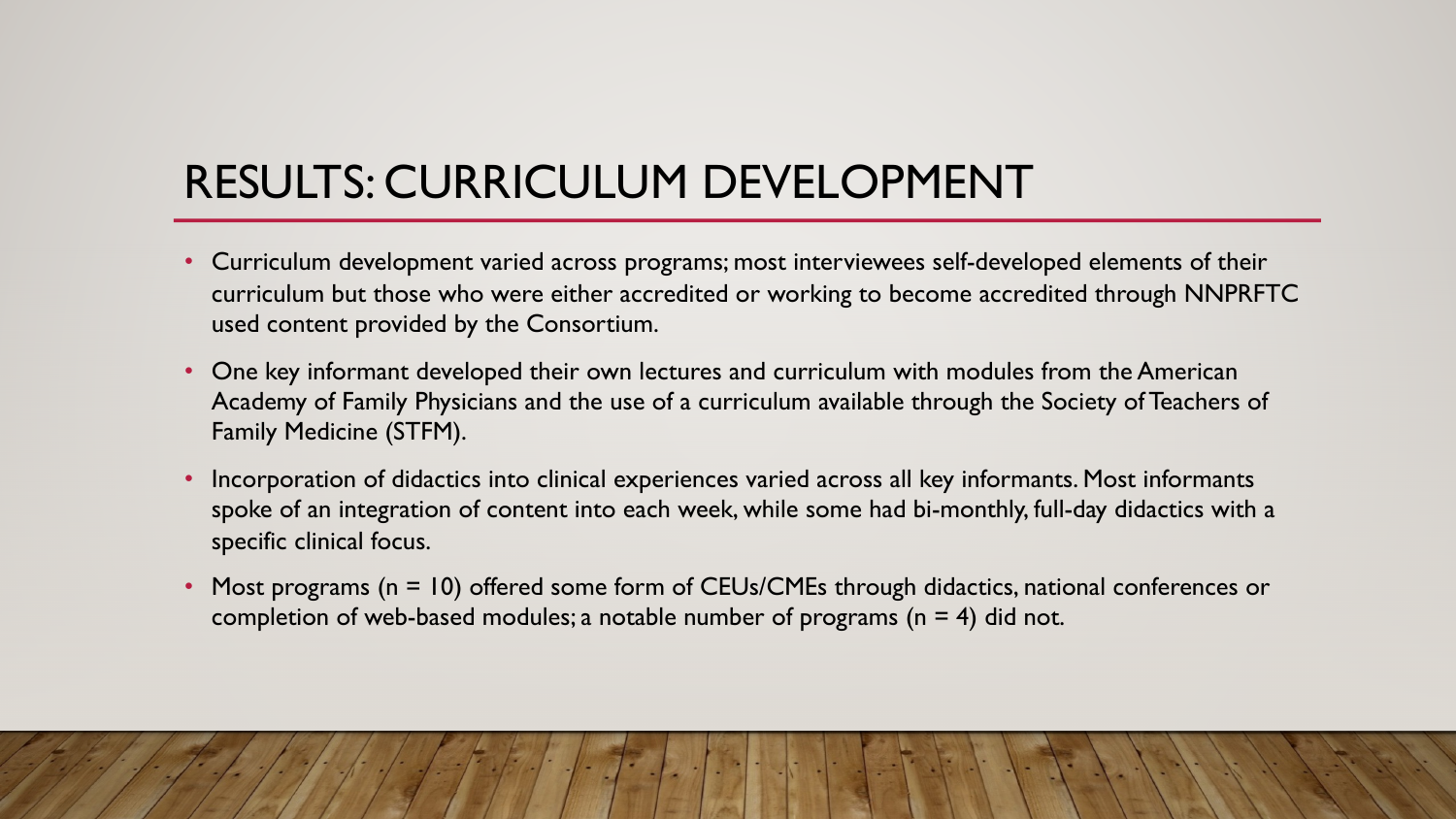# RESULTS: CURRICULUM DEVELOPMENT

- Curriculum development varied across programs; most interviewees self-developed elements of their curriculum but those who were either accredited or working to become accredited through NNPRFTC used content provided by the Consortium.
- One key informant developed their own lectures and curriculum with modules from the American Academy of Family Physicians and the use of a curriculum available through the Society of Teachers of Family Medicine (STFM).
- Incorporation of didactics into clinical experiences varied across all key informants. Most informants spoke of an integration of content into each week, while some had bi-monthly, full-day didactics with a specific clinical focus.
- Most programs (n = 10) offered some form of CEUs/CMEs through didactics, national conferences or completion of web-based modules; a notable number of programs (n = 4) did not.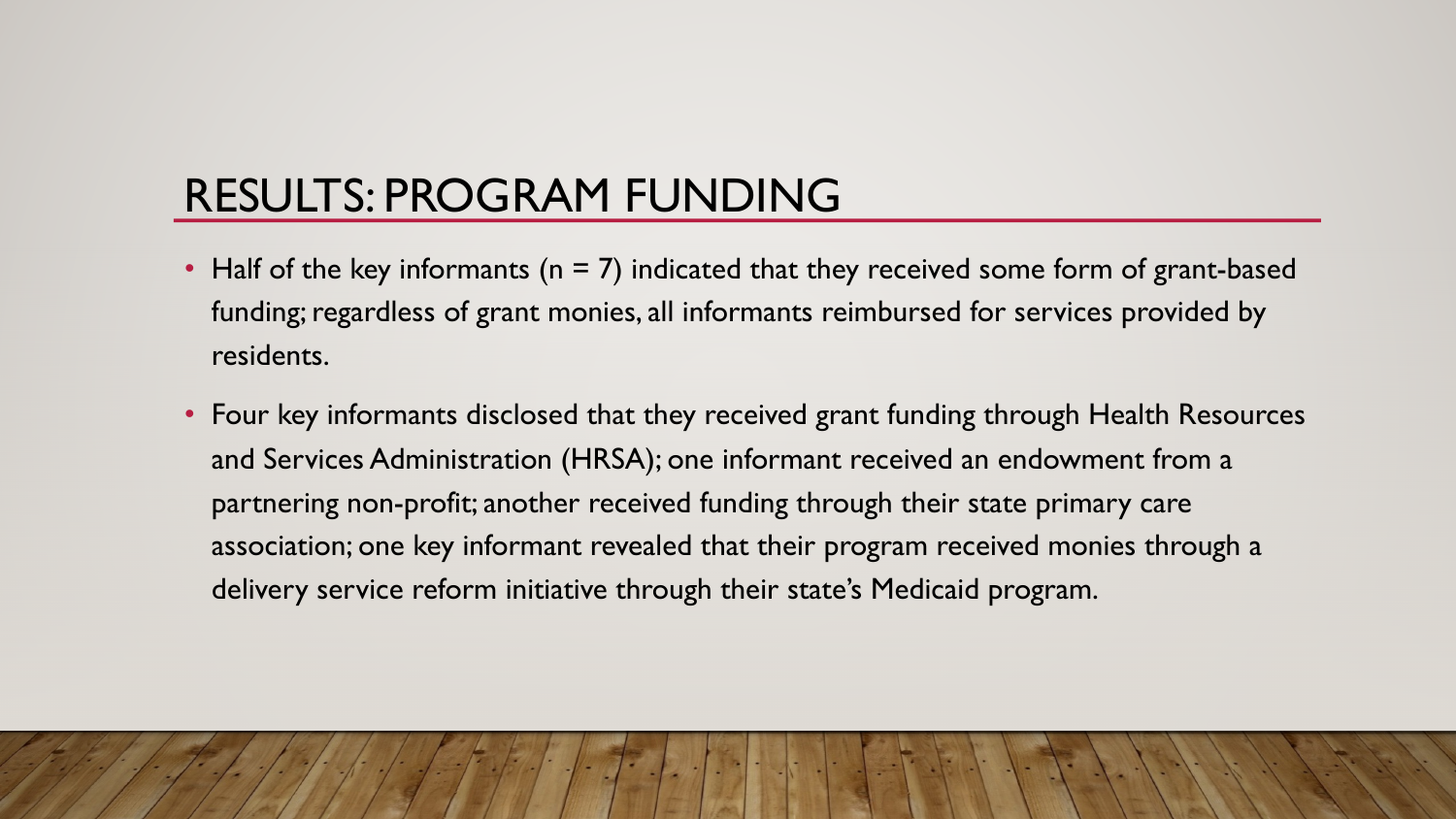# RESULTS: PROGRAM FUNDING

- Half of the key informants (n = 7) indicated that they received some form of grant-based funding; regardless of grant monies, all informants reimbursed for services provided by residents.
- Four key informants disclosed that they received grant funding through Health Resources and Services Administration (HRSA); one informant received an endowment from a partnering non-profit; another received funding through their state primary care association; one key informant revealed that their program received monies through a delivery service reform initiative through their state's Medicaid program.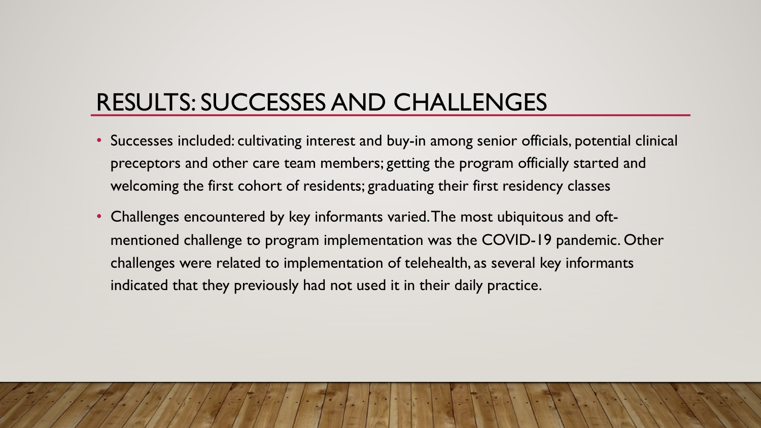# RESULTS: SUCCESSES AND CHALLENGES

- Successes included: cultivating interest and buy-in among senior officials, potential clinical preceptors and other care team members; getting the program officially started and welcoming the first cohort of residents; graduating their first residency classes
- Challenges encountered by key informants varied. The most ubiquitous and oft-mentioned challenge to program implementation was the COVID-19 pandemic. Other challenges were related to implementation of telehealth, as several key informants indicated that they previously had not used it in their daily practice.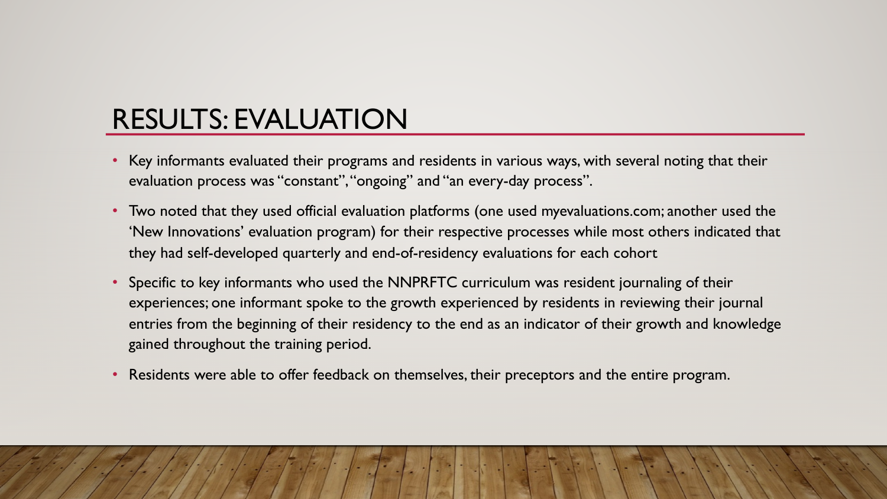# RESULTS: EVALUATION

- Key informants evaluated their programs and residents in various ways, with several noting that their evaluation process was "constant", "ongoing" and "an every-day process".
- Two noted that they used official evaluation platforms (one used myevaluations.com; another used the 'New Innovations' evaluation program) for their respective processes while most others indicated that they had self-developed quarterly and end-of-residency evaluations for each cohort
- Specific to key informants who used the NNPRFTC curriculum was resident journaling of their experiences; one informant spoke to the growth experienced by residents in reviewing their journal entries from the beginning of their residency to the end as an indicator of their growth and knowledge gained throughout the training period.
- Residents were able to offer feedback on themselves, their preceptors and the entire program.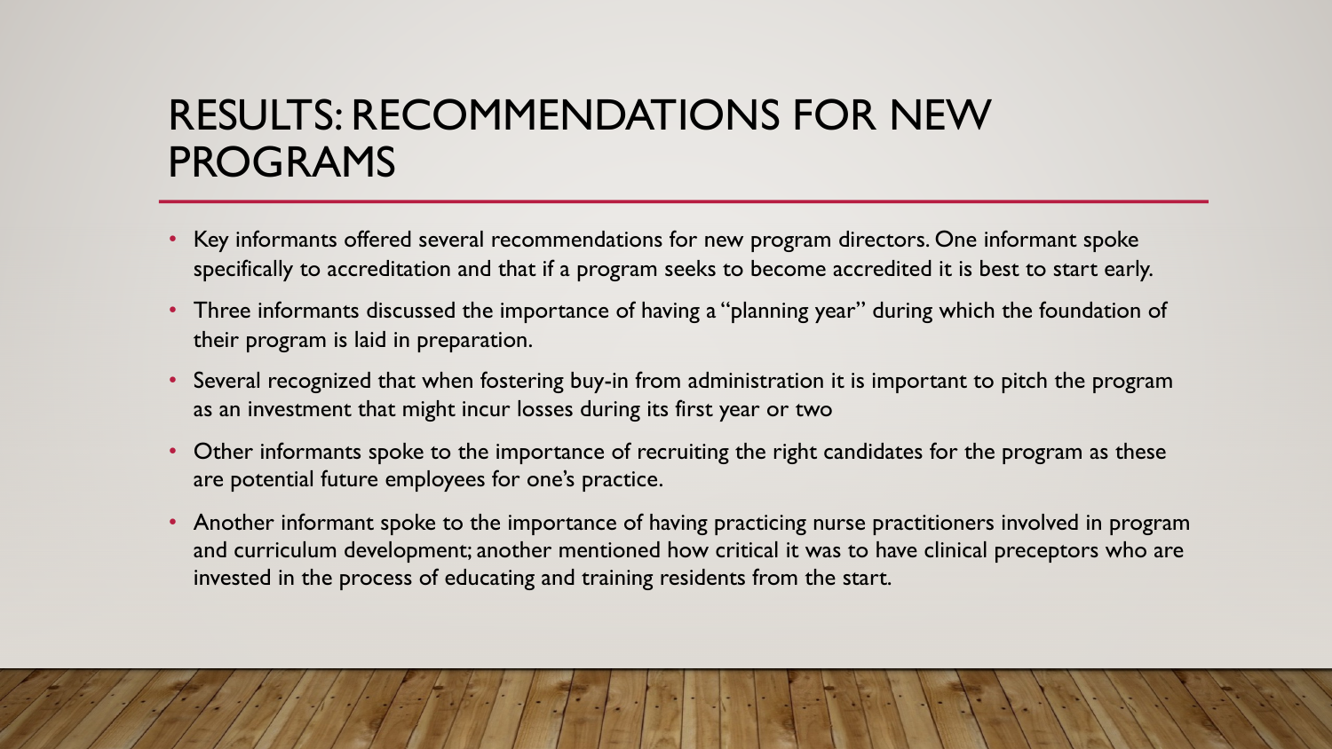# RESULTS: RECOMMENDATIONS FOR NEW PROGRAMS

- Key informants offered several recommendations for new program directors. One informant spoke specifically to accreditation and that if a program seeks to become accredited it is best to start early.
- Three informants discussed the importance of having a "planning year" during which the foundation of their program is laid in preparation.
- Several recognized that when fostering buy-in from administration it is important to pitch the program as an investment that might incur losses during its first year or two
- Other informants spoke to the importance of recruiting the right candidates for the program as these are potential future employees for one's practice.
- Another informant spoke to the importance of having practicing nurse practitioners involved in program and curriculum development; another mentioned how critical it was to have clinical preceptors who are invested in the process of educating and training residents from the start.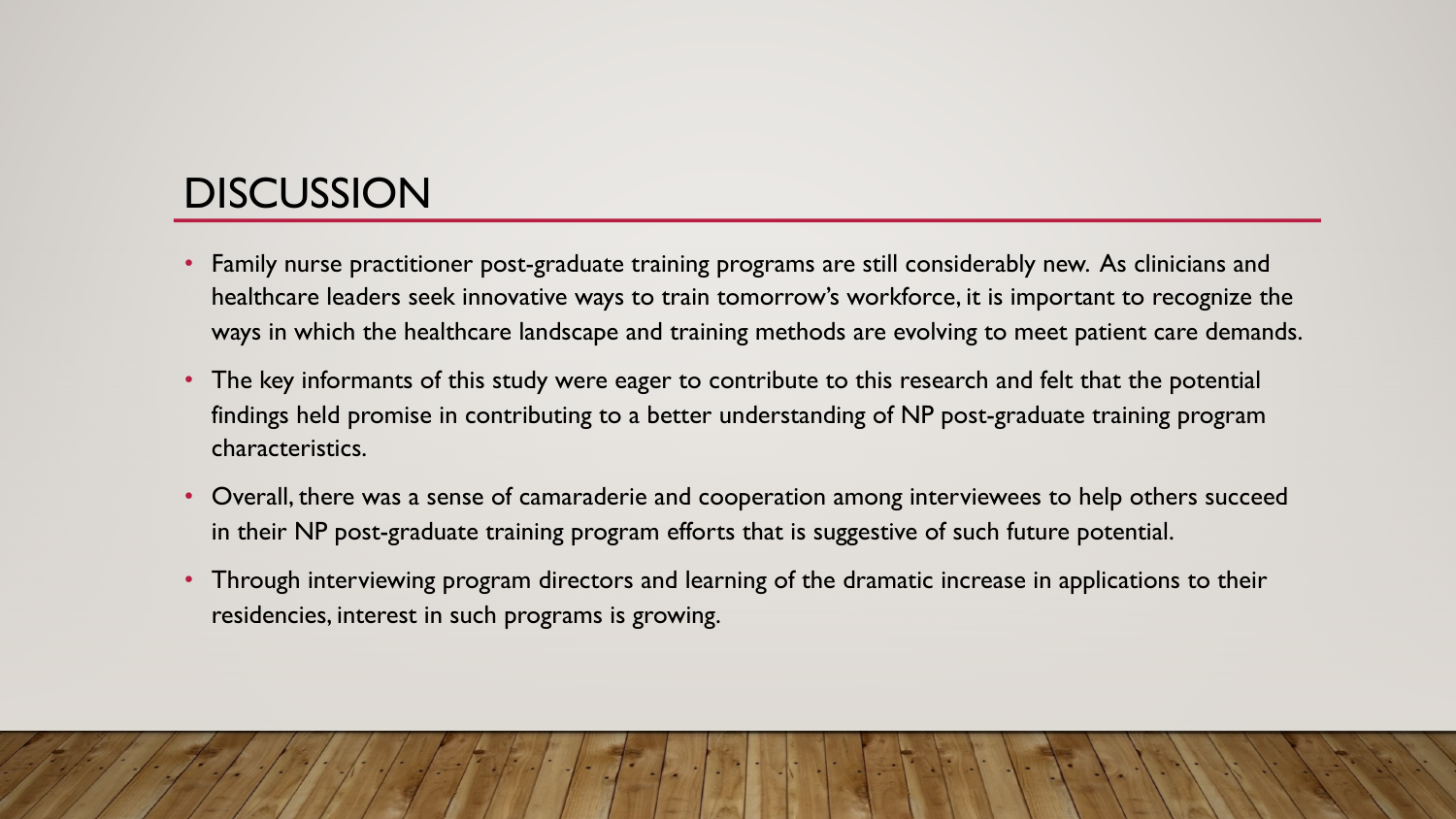# DISCUSSION

- Family nurse practitioner post-graduate training programs are still considerably new. As clinicians and healthcare leaders seek innovative ways to train tomorrow's workforce, it is important to recognize the ways in which the healthcare landscape and training methods are evolving to meet patient care demands.
- The key informants of this study were eager to contribute to this research and felt that the potential findings held promise in contributing to a better understanding of NP post-graduate training program characteristics.
- Overall, there was a sense of camaraderie and cooperation among interviewees to help others succeed in their NP post-graduate training program efforts that is suggestive of such future potential.
- Through interviewing program directors and learning of the dramatic increase in applications to their residencies, interest in such programs is growing.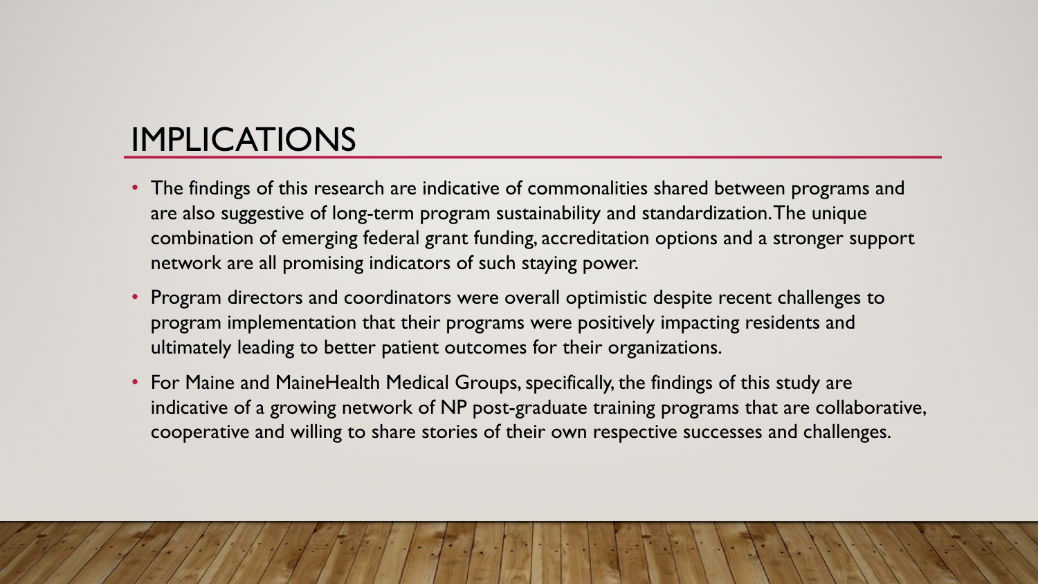# IMPLICATIONS

- The findings of this research are indicative of commonalities shared between programs and are also suggestive of long-term program sustainability and standardization. The unique combination of emerging federal grant funding, accreditation options and a stronger support network are all promising indicators of such staying power.
- Program directors and coordinators were overall optimistic despite recent challenges to program implementation that their programs were positively impacting residents and ultimately leading to better patient outcomes for their organizations.
- For Maine and MaineHealth Medical Groups, specifically, the findings of this study are indicative of a growing network of NP post-graduate training programs that are collaborative, cooperative and willing to share stories of their own respective successes and challenges.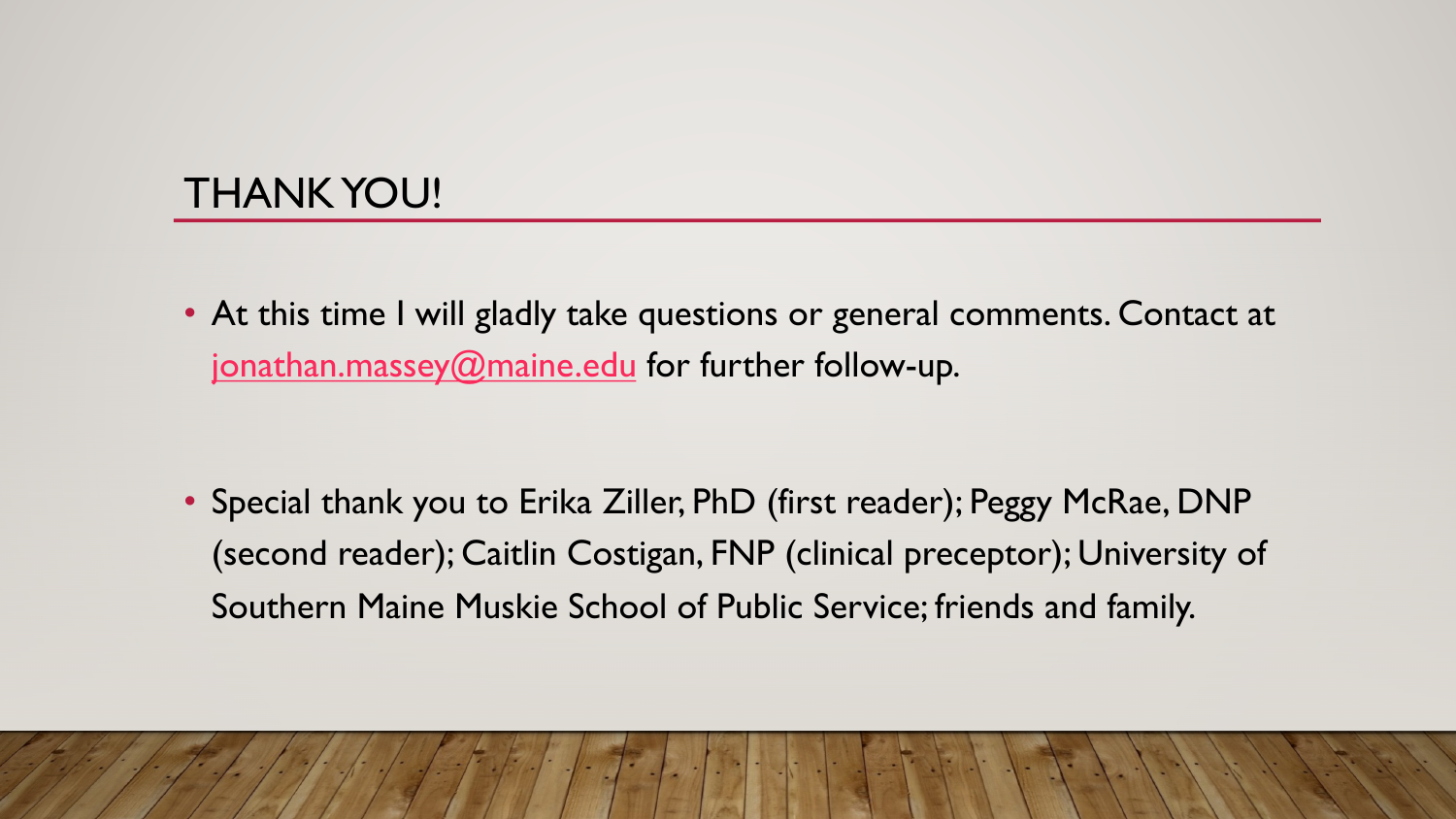## THANK YOU!

- At this time I will gladly take questions or general comments. Contact at jonathan.massey@maine.edu for further follow-up.

- Special thank you to Erika Ziller, PhD (first reader); Peggy McRae, DNP (second reader); Caitlin Costigan, FNP (clinical preceptor); University of Southern Maine Muskie School of Public Service; friends and family.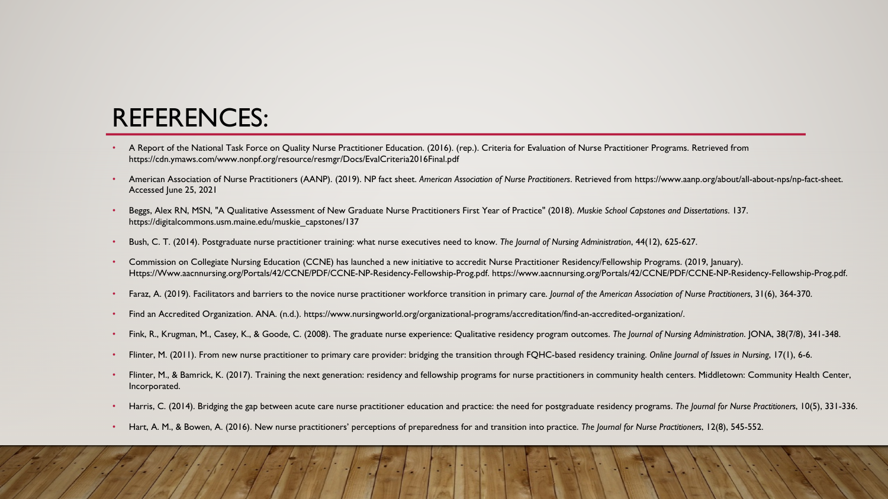# REFERENCES:

- A Report of the National Task Force on Quality Nurse Practitioner Education. (2016). (rep.). Criteria for Evaluation of Nurse Practitioner Programs. Retrieved from https://cdn.ymaws.com/www.nonpf.org/resource/resmgr/Docs/EvalCriteria2016Final.pdf
- American Association of Nurse Practitioners (AANP). (2019). NP fact sheet. *American Association of Nurse Practitioners*. Retrieved from https://www.aanp.org/about/all-about-nps/np-fact-sheet. Accessed June 25, 2021
- Beggs, Alex RN, MSN, "A Qualitative Assessment of New Graduate Nurse Practitioners First Year of Practice" (2018). *Muskie School Capstones and Dissertations*. 137. https://digitalcommons.usm.maine.edu/muskie_capstones/137
- Bush, C. T. (2014). Postgraduate nurse practitioner training: what nurse executives need to know. *The Journal of Nursing Administration*, 44(12), 625-627.
- Commission on Collegiate Nursing Education (CCNE) has launched a new initiative to accredit Nurse Practitioner Residency/Fellowship Programs. (2019, January). Https://Www.aacnnursing.org/Portals/42/CCNE/PDF/CCNE-NP-Residency-Fellowship-Prog.pdf. https://www.aacnnursing.org/Portals/42/CCNE/PDF/CCNE-NP-Residency-Fellowship-Prog.pdf.
- Faraz, A. (2019). Facilitators and barriers to the novice nurse practitioner workforce transition in primary care. *Journal of the American Association of Nurse Practitioners*, 31(6), 364-370.
- Find an Accredited Organization. ANA. (n.d.). https://www.nursingworld.org/organizational-programs/accreditation/find-an-accredited-organization/.
- Fink, R., Krugman, M., Casey, K., & Goode, C. (2008). The graduate nurse experience: Qualitative residency program outcomes. *The Journal of Nursing Administration*. JONA, 38(7/8), 341-348.
- Flinter, M. (2011). From new nurse practitioner to primary care provider: bridging the transition through FQHC-based residency training. *Online Journal of Issues in Nursing*, 17(1), 6-6.
- Flinter, M., & Bamrick, K. (2017). Training the next generation: residency and fellowship programs for nurse practitioners in community health centers. Middletown: Community Health Center, Incorporated.
- Harris, C. (2014). Bridging the gap between acute care nurse practitioner education and practice: the need for postgraduate residency programs. *The Journal for Nurse Practitioners*, 10(5), 331-336.
- Hart, A. M., & Bowen, A. (2016). New nurse practitioners' perceptions of preparedness for and transition into practice. *The Journal for Nurse Practitioners*, 12(8), 545-552.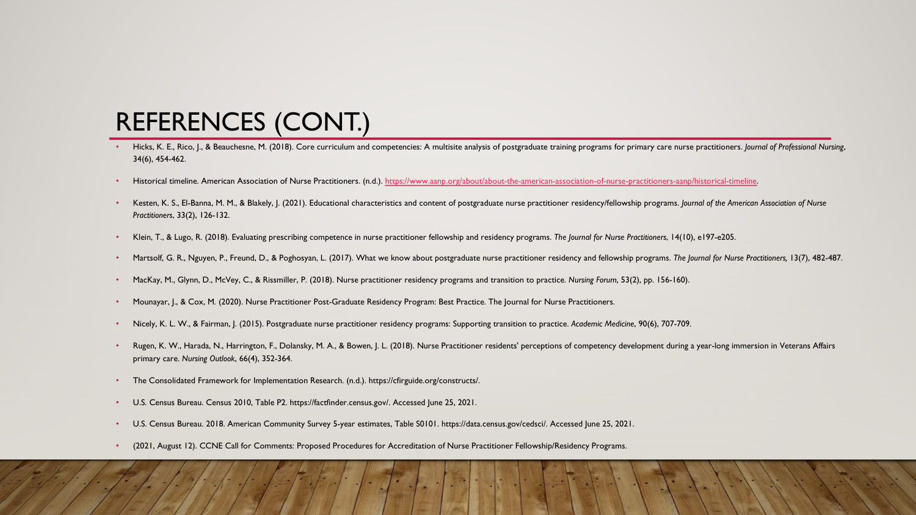# REFERENCES (CONT.)

- Hicks, K. E., Rico, J., & Beauchesne, M. (2018). Core curriculum and competencies: A multisite analysis of postgraduate training programs for primary care nurse practitioners. *Journal of Professional Nursing*, 34(6), 454-462.
- Historical timeline. American Association of Nurse Practitioners. (n.d.). https://www.aanp.org/about/about-the-american-association-of-nurse-practitioners-aanp/historical-timeline.
- Kesten, K. S., El-Banna, M. M., & Blakely, J. (2021). Educational characteristics and content of postgraduate nurse practitioner residency/fellowship programs. *Journal of the American Association of Nurse Practitioners*, 33(2), 126-132.
- Klein, T., & Lugo, R. (2018). Evaluating prescribing competence in nurse practitioner fellowship and residency programs. *The Journal for Nurse Practitioners*, 14(10), e197-e205.
- Martsolf, G. R., Nguyen, P., Freund, D., & Poghosyan, L. (2017). What we know about postgraduate nurse practitioner residency and fellowship programs. *The Journal for Nurse Practitioners,* 13(7), 482-487.
- MacKay, M., Glynn, D., McVey, C., & Rissmiller, P. (2018). Nurse practitioner residency programs and transition to practice. *Nursing Forum*, 53(2), pp. 156-160).
- Mounayar, J., & Cox, M. (2020). Nurse Practitioner Post-Graduate Residency Program: Best Practice. The Journal for Nurse Practitioners.
- Nicely, K. L. W., & Fairman, J. (2015). Postgraduate nurse practitioner residency programs: Supporting transition to practice. *Academic Medicine*, 90(6), 707-709.
- Rugen, K. W., Harada, N., Harrington, F., Dolansky, M. A., & Bowen, J. L. (2018). Nurse Practitioner residents' perceptions of competency development during a year-long immersion in Veterans Affairs primary care. *Nursing Outlook*, 66(4), 352-364.
- The Consolidated Framework for Implementation Research. (n.d.). https://cfirguide.org/constructs/.
- U.S. Census Bureau. Census 2010, Table P2. https://factfinder.census.gov/. Accessed June 25, 2021.
- U.S. Census Bureau. 2018. American Community Survey 5-year estimates, Table S0101. https://data.census.gov/cedsci/. Accessed June 25, 2021.
- (2021, August 12). CCNE Call for Comments: Proposed Procedures for Accreditation of Nurse Practitioner Fellowship/Residency Programs.